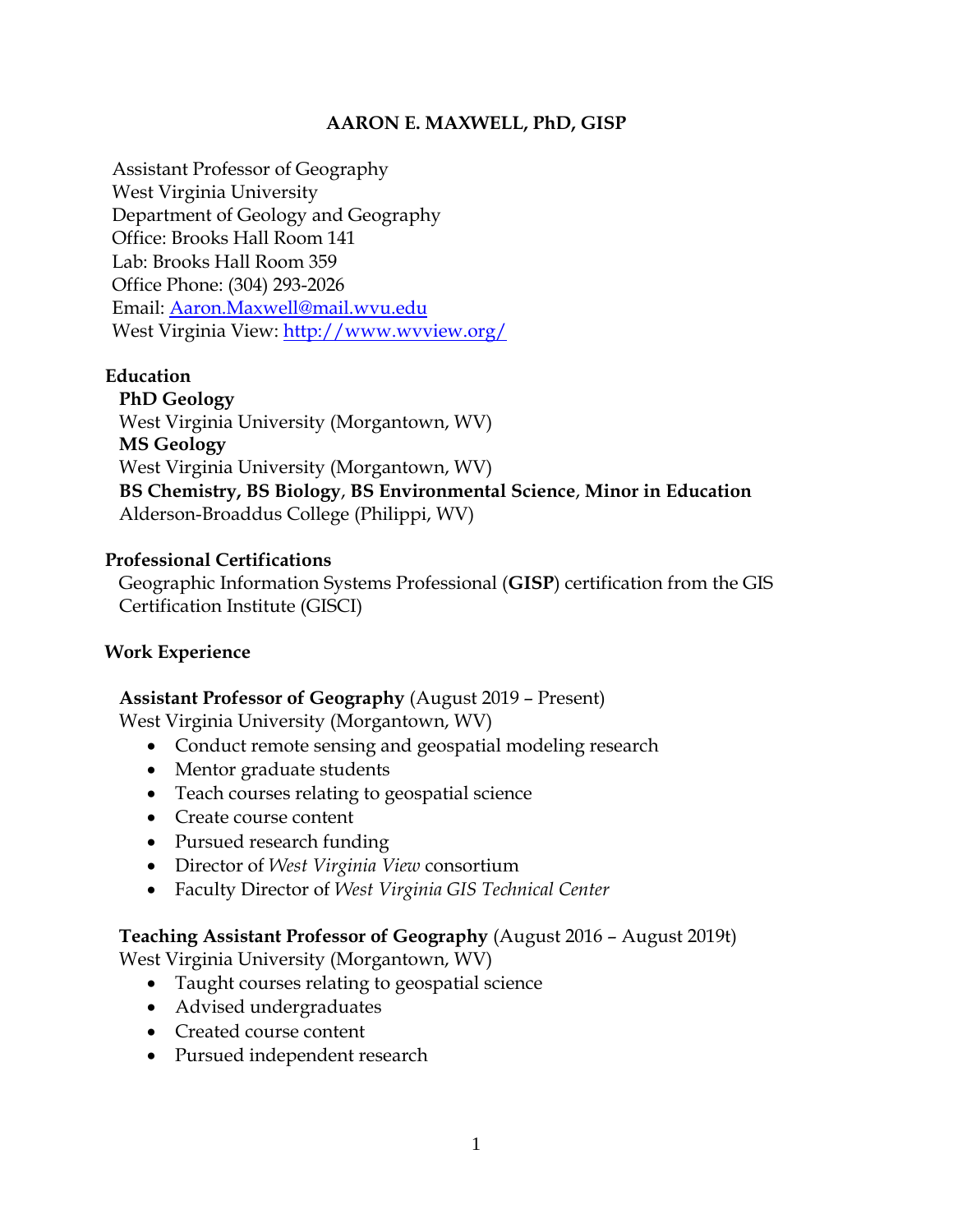# AARON E. MAXWELL, PhD, GISP

Assistant Professor of Geography
West Virginia University
Department of Geology and Geography
Office: Brooks Hall Room 141
Lab: Brooks Hall Room 359
Office Phone: (304) 293-2026
Email: [Aaron.Maxwell@mail.wvu.edu](mailto:Aaron.Maxwell@mail.wvu.edu)
West Virginia View: [http://www.wvview.org/](http://www.wvview.org/)

## Education

**PhD Geology**
West Virginia University (Morgantown, WV)
**MS Geology**
West Virginia University (Morgantown, WV)
**BS Chemistry, BS Biology**, **BS Environmental Science**, **Minor in Education**
Alderson-Broaddus College (Philippi, WV)

## Professional Certifications

Geographic Information Systems Professional (**GISP**) certification from the GIS Certification Institute (GISCI)

## Work Experience

**Assistant Professor of Geography** (August 2019 – Present)
West Virginia University (Morgantown, WV)

- Conduct remote sensing and geospatial modeling research
- Mentor graduate students
- Teach courses relating to geospatial science
- Create course content
- Pursued research funding
- Director of *West Virginia View* consortium
- Faculty Director of *West Virginia GIS Technical Center*

**Teaching Assistant Professor of Geography** (August 2016 – August 2019t)
West Virginia University (Morgantown, WV)

- Taught courses relating to geospatial science
- Advised undergraduates
- Created course content
- Pursued independent research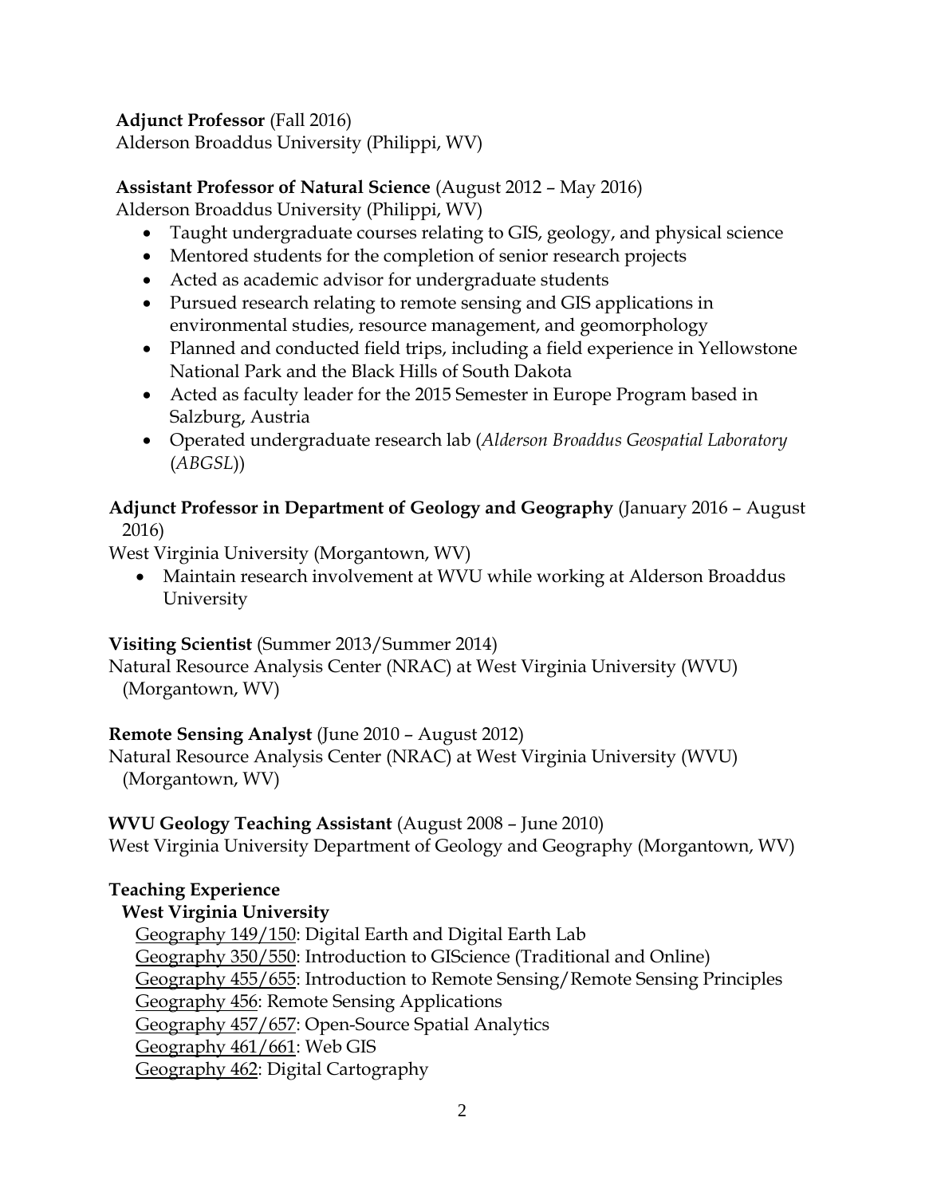**Adjunct Professor** (Fall 2016)
Alderson Broaddus University (Philippi, WV)

**Assistant Professor of Natural Science** (August 2012 – May 2016)
Alderson Broaddus University (Philippi, WV)

- Taught undergraduate courses relating to GIS, geology, and physical science
- Mentored students for the completion of senior research projects
- Acted as academic advisor for undergraduate students
- Pursued research relating to remote sensing and GIS applications in environmental studies, resource management, and geomorphology
- Planned and conducted field trips, including a field experience in Yellowstone National Park and the Black Hills of South Dakota
- Acted as faculty leader for the 2015 Semester in Europe Program based in Salzburg, Austria
- Operated undergraduate research lab (*Alderson Broaddus Geospatial Laboratory* (*ABGSL*))

**Adjunct Professor in Department of Geology and Geography** (January 2016 – August 2016)
West Virginia University (Morgantown, WV)

- Maintain research involvement at WVU while working at Alderson Broaddus University

**Visiting Scientist** (Summer 2013/Summer 2014)
Natural Resource Analysis Center (NRAC) at West Virginia University (WVU) (Morgantown, WV)

**Remote Sensing Analyst** (June 2010 – August 2012)
Natural Resource Analysis Center (NRAC) at West Virginia University (WVU) (Morgantown, WV)

**WVU Geology Teaching Assistant** (August 2008 – June 2010)
West Virginia University Department of Geology and Geography (Morgantown, WV)

**Teaching Experience**

**West Virginia University**

Geography 149/150: Digital Earth and Digital Earth Lab
Geography 350/550: Introduction to GIScience (Traditional and Online)
Geography 455/655: Introduction to Remote Sensing/Remote Sensing Principles
Geography 456: Remote Sensing Applications
Geography 457/657: Open-Source Spatial Analytics
Geography 461/661: Web GIS
Geography 462: Digital Cartography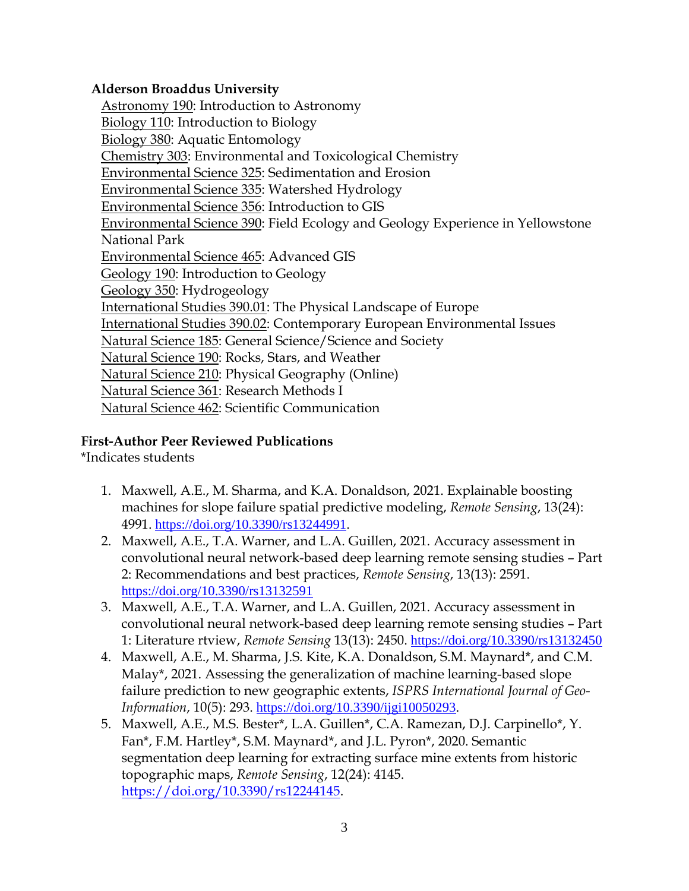**Alderson Broaddus University**

<u>Astronomy 190</u>: Introduction to Astronomy
<u>Biology 110</u>: Introduction to Biology
<u>Biology 380</u>: Aquatic Entomology
<u>Chemistry 303</u>: Environmental and Toxicological Chemistry
<u>Environmental Science 325</u>: Sedimentation and Erosion
<u>Environmental Science 335</u>: Watershed Hydrology
<u>Environmental Science 356</u>: Introduction to GIS
<u>Environmental Science 390</u>: Field Ecology and Geology Experience in Yellowstone National Park
<u>Environmental Science 465</u>: Advanced GIS
<u>Geology 190</u>: Introduction to Geology
<u>Geology 350</u>: Hydrogeology
<u>International Studies 390.01</u>: The Physical Landscape of Europe
<u>International Studies 390.02</u>: Contemporary European Environmental Issues
<u>Natural Science 185</u>: General Science/Science and Society
<u>Natural Science 190</u>: Rocks, Stars, and Weather
<u>Natural Science 210</u>: Physical Geography (Online)
<u>Natural Science 361</u>: Research Methods I
<u>Natural Science 462</u>: Scientific Communication

**First-Author Peer Reviewed Publications**

*Indicates students

1. Maxwell, A.E., M. Sharma, and K.A. Donaldson, 2021. Explainable boosting machines for slope failure spatial predictive modeling, *Remote Sensing*, 13(24): 4991. https://doi.org/10.3390/rs13244991.
2. Maxwell, A.E., T.A. Warner, and L.A. Guillen, 2021. Accuracy assessment in convolutional neural network-based deep learning remote sensing studies – Part 2: Recommendations and best practices, *Remote Sensing*, 13(13): 2591. https://doi.org/10.3390/rs13132591
3. Maxwell, A.E., T.A. Warner, and L.A. Guillen, 2021. Accuracy assessment in convolutional neural network-based deep learning remote sensing studies – Part 1: Literature rtview, *Remote Sensing* 13(13): 2450. https://doi.org/10.3390/rs13132450
4. Maxwell, A.E., M. Sharma, J.S. Kite, K.A. Donaldson, S.M. Maynard*, and C.M. Malay*, 2021. Assessing the generalization of machine learning-based slope failure prediction to new geographic extents, *ISPRS International Journal of Geo-Information*, 10(5): 293. https://doi.org/10.3390/ijgi10050293.
5. Maxwell, A.E., M.S. Bester*, L.A. Guillen*, C.A. Ramezan, D.J. Carpinello*, Y. Fan*, F.M. Hartley*, S.M. Maynard*, and J.L. Pyron*, 2020. Semantic segmentation deep learning for extracting surface mine extents from historic topographic maps, *Remote Sensing*, 12(24): 4145. https://doi.org/10.3390/rs12244145.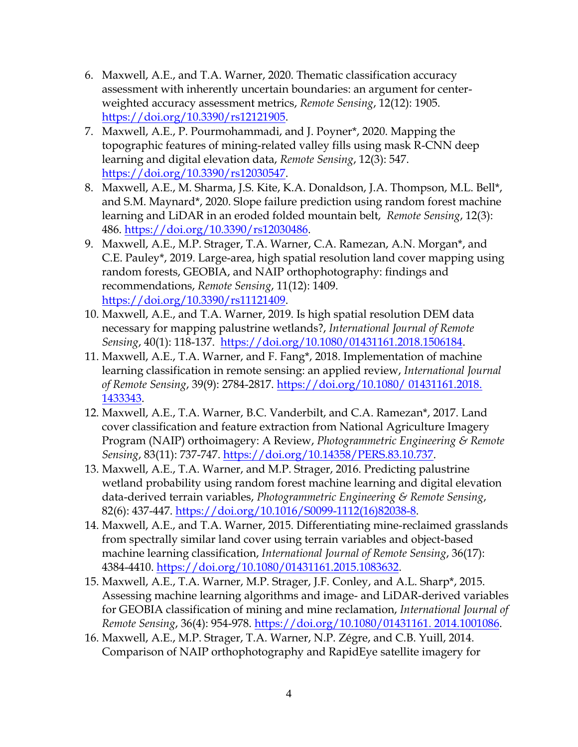6. Maxwell, A.E., and T.A. Warner, 2020. Thematic classification accuracy assessment with inherently uncertain boundaries: an argument for center-weighted accuracy assessment metrics, *Remote Sensing*, 12(12): 1905. https://doi.org/10.3390/rs12121905.
7. Maxwell, A.E., P. Pourmohammadi, and J. Poyner*, 2020. Mapping the topographic features of mining-related valley fills using mask R-CNN deep learning and digital elevation data, *Remote Sensing*, 12(3): 547. https://doi.org/10.3390/rs12030547.
8. Maxwell, A.E., M. Sharma, J.S. Kite, K.A. Donaldson, J.A. Thompson, M.L. Bell*, and S.M. Maynard*, 2020. Slope failure prediction using random forest machine learning and LiDAR in an eroded folded mountain belt, *Remote Sensing*, 12(3): 486. https://doi.org/10.3390/rs12030486.
9. Maxwell, A.E., M.P. Strager, T.A. Warner, C.A. Ramezan, A.N. Morgan*, and C.E. Pauley*, 2019. Large-area, high spatial resolution land cover mapping using random forests, GEOBIA, and NAIP orthophotography: findings and recommendations, *Remote Sensing*, 11(12): 1409. https://doi.org/10.3390/rs11121409.
10. Maxwell, A.E., and T.A. Warner, 2019. Is high spatial resolution DEM data necessary for mapping palustrine wetlands?, *International Journal of Remote Sensing*, 40(1): 118-137. https://doi.org/10.1080/01431161.2018.1506184.
11. Maxwell, A.E., T.A. Warner, and F. Fang*, 2018. Implementation of machine learning classification in remote sensing: an applied review, *International Journal of Remote Sensing*, 39(9): 2784-2817. https://doi.org/10.1080/ 01431161.2018. 1433343.
12. Maxwell, A.E., T.A. Warner, B.C. Vanderbilt, and C.A. Ramezan*, 2017. Land cover classification and feature extraction from National Agriculture Imagery Program (NAIP) orthoimagery: A Review, *Photogrammetric Engineering & Remote Sensing*, 83(11): 737-747. https://doi.org/10.14358/PERS.83.10.737.
13. Maxwell, A.E., T.A. Warner, and M.P. Strager, 2016. Predicting palustrine wetland probability using random forest machine learning and digital elevation data-derived terrain variables, *Photogrammetric Engineering & Remote Sensing*, 82(6): 437-447. https://doi.org/10.1016/S0099-1112(16)82038-8.
14. Maxwell, A.E., and T.A. Warner, 2015. Differentiating mine-reclaimed grasslands from spectrally similar land cover using terrain variables and object-based machine learning classification, *International Journal of Remote Sensing*, 36(17): 4384-4410. https://doi.org/10.1080/01431161.2015.1083632.
15. Maxwell, A.E., T.A. Warner, M.P. Strager, J.F. Conley, and A.L. Sharp*, 2015. Assessing machine learning algorithms and image- and LiDAR-derived variables for GEOBIA classification of mining and mine reclamation, *International Journal of Remote Sensing*, 36(4): 954-978. https://doi.org/10.1080/01431161. 2014.1001086.
16. Maxwell, A.E., M.P. Strager, T.A. Warner, N.P. Zégre, and C.B. Yuill, 2014. Comparison of NAIP orthophotography and RapidEye satellite imagery for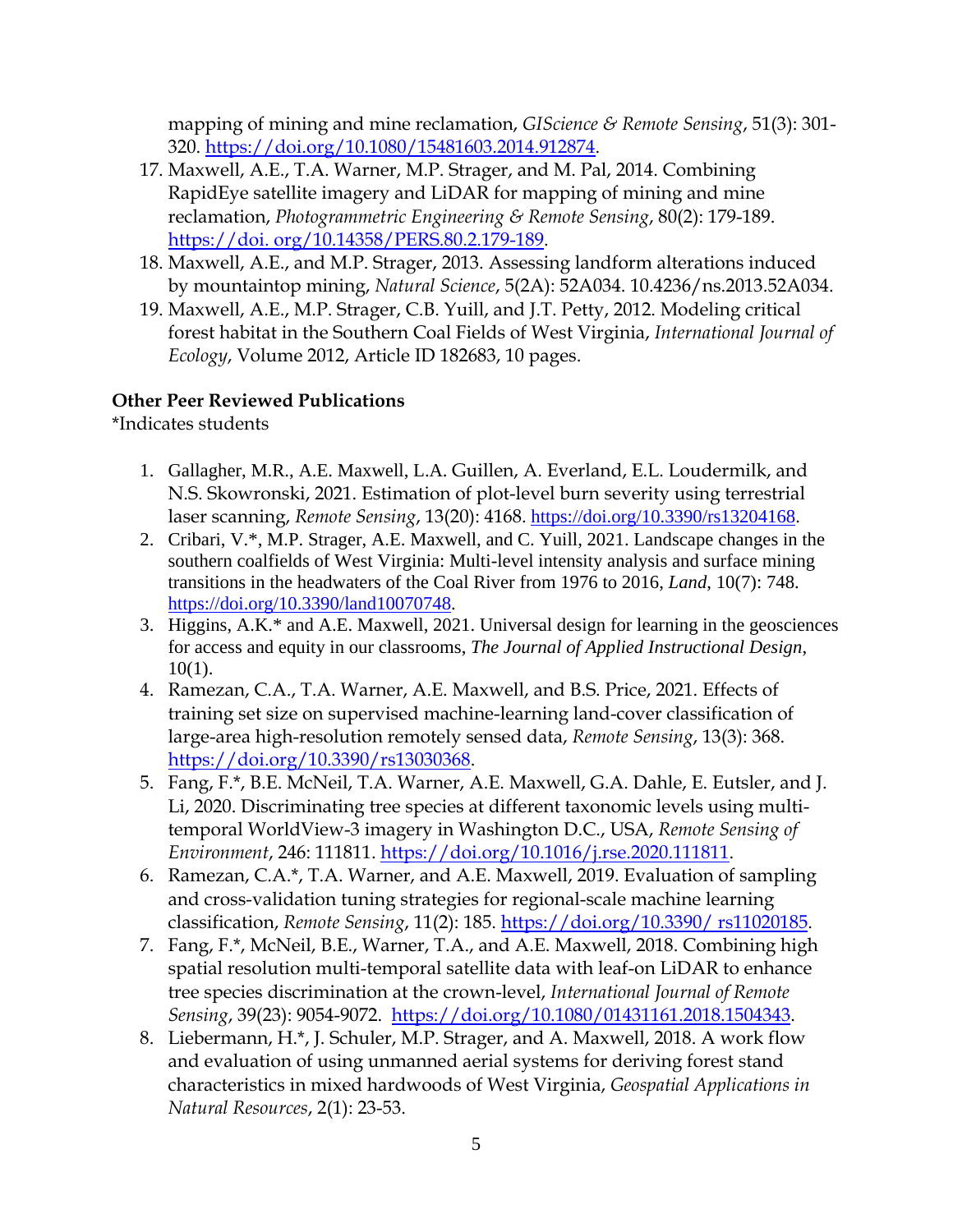mapping of mining and mine reclamation, *GIScience & Remote Sensing*, 51(3): 301-320. https://doi.org/10.1080/15481603.2014.912874.

17. Maxwell, A.E., T.A. Warner, M.P. Strager, and M. Pal, 2014. Combining RapidEye satellite imagery and LiDAR for mapping of mining and mine reclamation, *Photogrammetric Engineering & Remote Sensing*, 80(2): 179-189. https://doi. org/10.14358/PERS.80.2.179-189.
18. Maxwell, A.E., and M.P. Strager, 2013. Assessing landform alterations induced by mountaintop mining, *Natural Science*, 5(2A): 52A034. 10.4236/ns.2013.52A034.
19. Maxwell, A.E., M.P. Strager, C.B. Yuill, and J.T. Petty, 2012. Modeling critical forest habitat in the Southern Coal Fields of West Virginia, *International Journal of Ecology*, Volume 2012, Article ID 182683, 10 pages.

**Other Peer Reviewed Publications**

*Indicates students

1. Gallagher, M.R., A.E. Maxwell, L.A. Guillen, A. Everland, E.L. Loudermilk, and N.S. Skowronski, 2021. Estimation of plot-level burn severity using terrestrial laser scanning, *Remote Sensing*, 13(20): 4168. https://doi.org/10.3390/rs13204168.
2. Cribari, V.*, M.P. Strager, A.E. Maxwell, and C. Yuill, 2021. Landscape changes in the southern coalfields of West Virginia: Multi-level intensity analysis and surface mining transitions in the headwaters of the Coal River from 1976 to 2016, *Land*, 10(7): 748. https://doi.org/10.3390/land10070748.
3. Higgins, A.K.* and A.E. Maxwell, 2021. Universal design for learning in the geosciences for access and equity in our classrooms, *The Journal of Applied Instructional Design*, 10(1).
4. Ramezan, C.A., T.A. Warner, A.E. Maxwell, and B.S. Price, 2021. Effects of training set size on supervised machine-learning land-cover classification of large-area high-resolution remotely sensed data, *Remote Sensing*, 13(3): 368. https://doi.org/10.3390/rs13030368.
5. Fang, F.*, B.E. McNeil, T.A. Warner, A.E. Maxwell, G.A. Dahle, E. Eutsler, and J. Li, 2020. Discriminating tree species at different taxonomic levels using multi-temporal WorldView-3 imagery in Washington D.C., USA, *Remote Sensing of Environment*, 246: 111811. https://doi.org/10.1016/j.rse.2020.111811.
6. Ramezan, C.A.*, T.A. Warner, and A.E. Maxwell, 2019. Evaluation of sampling and cross-validation tuning strategies for regional-scale machine learning classification, *Remote Sensing*, 11(2): 185. https://doi.org/10.3390/ rs11020185.
7. Fang, F.*, McNeil, B.E., Warner, T.A., and A.E. Maxwell, 2018. Combining high spatial resolution multi-temporal satellite data with leaf-on LiDAR to enhance tree species discrimination at the crown-level, *International Journal of Remote Sensing*, 39(23): 9054-9072. https://doi.org/10.1080/01431161.2018.1504343.
8. Liebermann, H.*, J. Schuler, M.P. Strager, and A. Maxwell, 2018. A work flow and evaluation of using unmanned aerial systems for deriving forest stand characteristics in mixed hardwoods of West Virginia, *Geospatial Applications in Natural Resources*, 2(1): 23-53.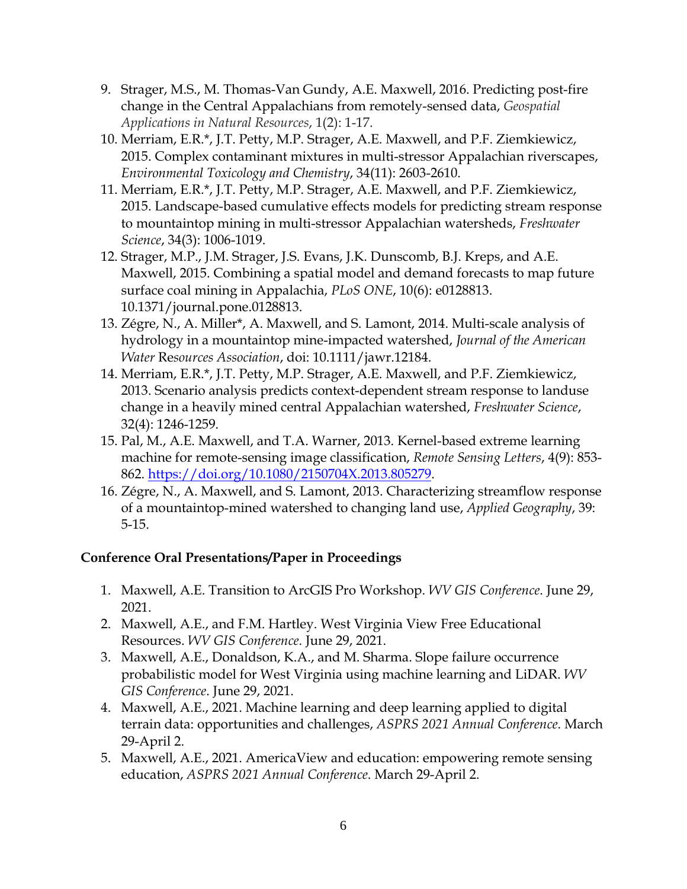9. Strager, M.S., M. Thomas-Van Gundy, A.E. Maxwell, 2016. Predicting post-fire change in the Central Appalachians from remotely-sensed data, *Geospatial Applications in Natural Resources*, 1(2): 1-17.
10. Merriam, E.R.*, J.T. Petty, M.P. Strager, A.E. Maxwell, and P.F. Ziemkiewicz, 2015. Complex contaminant mixtures in multi-stressor Appalachian riverscapes, *Environmental Toxicology and Chemistry*, 34(11): 2603-2610.
11. Merriam, E.R.*, J.T. Petty, M.P. Strager, A.E. Maxwell, and P.F. Ziemkiewicz, 2015. Landscape-based cumulative effects models for predicting stream response to mountaintop mining in multi-stressor Appalachian watersheds, *Freshwater Science*, 34(3): 1006-1019.
12. Strager, M.P., J.M. Strager, J.S. Evans, J.K. Dunscomb, B.J. Kreps, and A.E. Maxwell, 2015. Combining a spatial model and demand forecasts to map future surface coal mining in Appalachia, *PLoS ONE*, 10(6): e0128813. 10.1371/journal.pone.0128813.
13. Zégre, N., A. Miller*, A. Maxwell, and S. Lamont, 2014. Multi-scale analysis of hydrology in a mountaintop mine-impacted watershed, *Journal of the American Water Resources Association*, doi: 10.1111/jawr.12184.
14. Merriam, E.R.*, J.T. Petty, M.P. Strager, A.E. Maxwell, and P.F. Ziemkiewicz, 2013. Scenario analysis predicts context-dependent stream response to landuse change in a heavily mined central Appalachian watershed, *Freshwater Science*, 32(4): 1246-1259.
15. Pal, M., A.E. Maxwell, and T.A. Warner, 2013. Kernel-based extreme learning machine for remote-sensing image classification, *Remote Sensing Letters*, 4(9): 853-862. https://doi.org/10.1080/2150704X.2013.805279.
16. Zégre, N., A. Maxwell, and S. Lamont, 2013. Characterizing streamflow response of a mountaintop-mined watershed to changing land use, *Applied Geography*, 39: 5-15.

**Conference Oral Presentations/Paper in Proceedings**

1. Maxwell, A.E. Transition to ArcGIS Pro Workshop. *WV GIS Conference*. June 29, 2021.
2. Maxwell, A.E., and F.M. Hartley. West Virginia View Free Educational Resources. *WV GIS Conference*. June 29, 2021.
3. Maxwell, A.E., Donaldson, K.A., and M. Sharma. Slope failure occurrence probabilistic model for West Virginia using machine learning and LiDAR. *WV GIS Conference*. June 29, 2021.
4. Maxwell, A.E., 2021. Machine learning and deep learning applied to digital terrain data: opportunities and challenges, *ASPRS 2021 Annual Conference*. March 29-April 2.
5. Maxwell, A.E., 2021. AmericaView and education: empowering remote sensing education, *ASPRS 2021 Annual Conference*. March 29-April 2.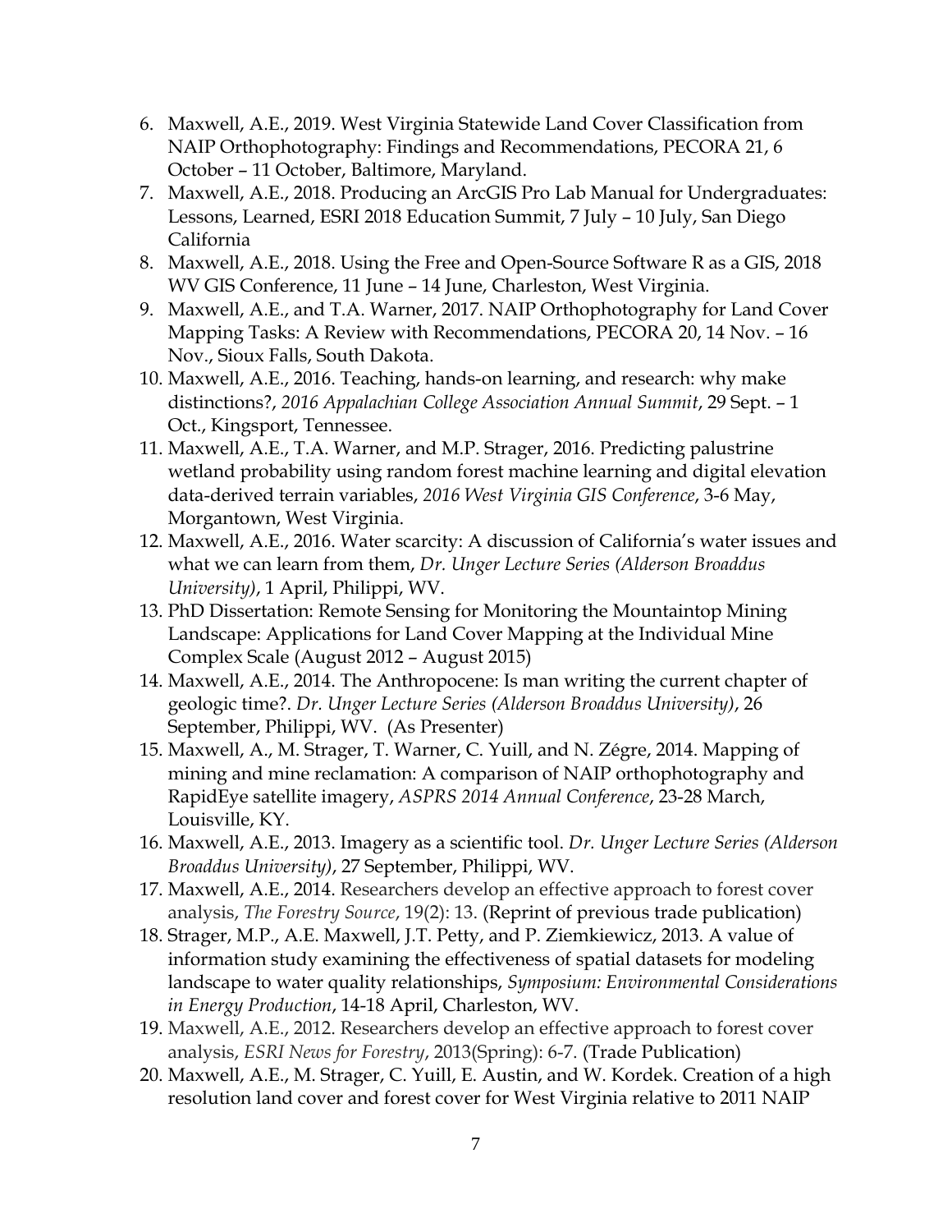6. Maxwell, A.E., 2019. West Virginia Statewide Land Cover Classification from NAIP Orthophotography: Findings and Recommendations, PECORA 21, 6 October – 11 October, Baltimore, Maryland.
7. Maxwell, A.E., 2018. Producing an ArcGIS Pro Lab Manual for Undergraduates: Lessons, Learned, ESRI 2018 Education Summit, 7 July – 10 July, San Diego California
8. Maxwell, A.E., 2018. Using the Free and Open-Source Software R as a GIS, 2018 WV GIS Conference, 11 June – 14 June, Charleston, West Virginia.
9. Maxwell, A.E., and T.A. Warner, 2017. NAIP Orthophotography for Land Cover Mapping Tasks: A Review with Recommendations, PECORA 20, 14 Nov. – 16 Nov., Sioux Falls, South Dakota.
10. Maxwell, A.E., 2016. Teaching, hands-on learning, and research: why make distinctions?, *2016 Appalachian College Association Annual Summit*, 29 Sept. – 1 Oct., Kingsport, Tennessee.
11. Maxwell, A.E., T.A. Warner, and M.P. Strager, 2016. Predicting palustrine wetland probability using random forest machine learning and digital elevation data-derived terrain variables, *2016 West Virginia GIS Conference*, 3-6 May, Morgantown, West Virginia.
12. Maxwell, A.E., 2016. Water scarcity: A discussion of California's water issues and what we can learn from them, *Dr. Unger Lecture Series (Alderson Broaddus University)*, 1 April, Philippi, WV.
13. PhD Dissertation: Remote Sensing for Monitoring the Mountaintop Mining Landscape: Applications for Land Cover Mapping at the Individual Mine Complex Scale (August 2012 – August 2015)
14. Maxwell, A.E., 2014. The Anthropocene: Is man writing the current chapter of geologic time?. *Dr. Unger Lecture Series (Alderson Broaddus University)*, 26 September, Philippi, WV. (As Presenter)
15. Maxwell, A., M. Strager, T. Warner, C. Yuill, and N. Zégre, 2014. Mapping of mining and mine reclamation: A comparison of NAIP orthophotography and RapidEye satellite imagery, *ASPRS 2014 Annual Conference*, 23-28 March, Louisville, KY.
16. Maxwell, A.E., 2013. Imagery as a scientific tool. *Dr. Unger Lecture Series (Alderson Broaddus University)*, 27 September, Philippi, WV.
17. Maxwell, A.E., 2014. Researchers develop an effective approach to forest cover analysis, *The Forestry Source*, 19(2): 13. (Reprint of previous trade publication)
18. Strager, M.P., A.E. Maxwell, J.T. Petty, and P. Ziemkiewicz, 2013. A value of information study examining the effectiveness of spatial datasets for modeling landscape to water quality relationships, *Symposium: Environmental Considerations in Energy Production*, 14-18 April, Charleston, WV.
19. Maxwell, A.E., 2012. Researchers develop an effective approach to forest cover analysis, *ESRI News for Forestry*, 2013(Spring): 6-7. (Trade Publication)
20. Maxwell, A.E., M. Strager, C. Yuill, E. Austin, and W. Kordek. Creation of a high resolution land cover and forest cover for West Virginia relative to 2011 NAIP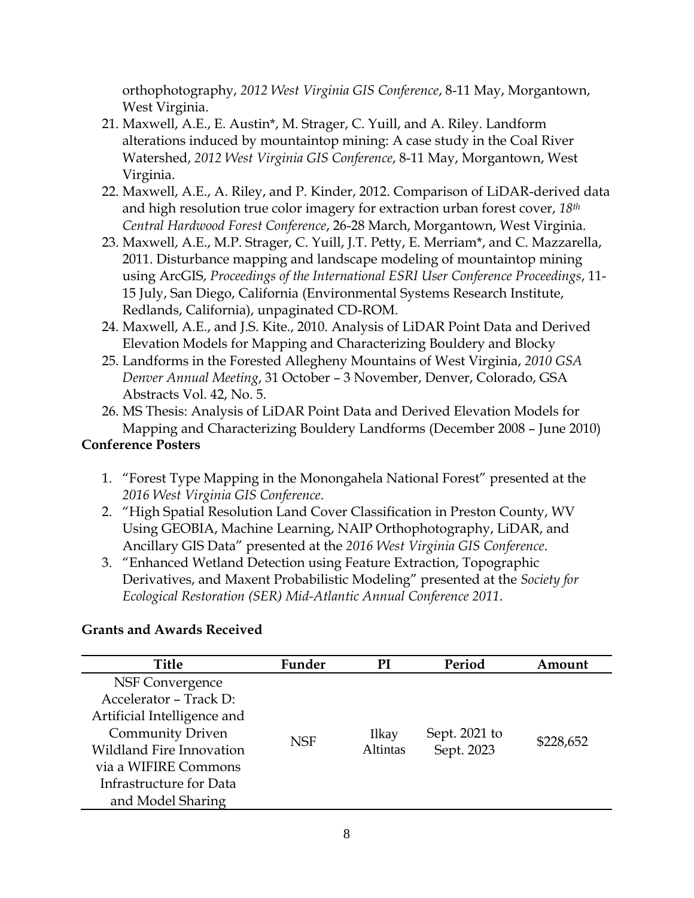orthophotography, *2012 West Virginia GIS Conference*, 8-11 May, Morgantown, West Virginia.

21. Maxwell, A.E., E. Austin*, M. Strager, C. Yuill, and A. Riley. Landform alterations induced by mountaintop mining: A case study in the Coal River Watershed, *2012 West Virginia GIS Conference*, 8-11 May, Morgantown, West Virginia.
22. Maxwell, A.E., A. Riley, and P. Kinder, 2012. Comparison of LiDAR-derived data and high resolution true color imagery for extraction urban forest cover, *18th Central Hardwood Forest Conference*, 26-28 March, Morgantown, West Virginia.
23. Maxwell, A.E., M.P. Strager, C. Yuill, J.T. Petty, E. Merriam*, and C. Mazzarella, 2011. Disturbance mapping and landscape modeling of mountaintop mining using ArcGIS, *Proceedings of the International ESRI User Conference Proceedings*, 11-15 July, San Diego, California (Environmental Systems Research Institute, Redlands, California), unpaginated CD-ROM.
24. Maxwell, A.E., and J.S. Kite., 2010. Analysis of LiDAR Point Data and Derived Elevation Models for Mapping and Characterizing Bouldery and Blocky
25. Landforms in the Forested Allegheny Mountains of West Virginia, *2010 GSA Denver Annual Meeting*, 31 October – 3 November, Denver, Colorado, GSA Abstracts Vol. 42, No. 5.
26. MS Thesis: Analysis of LiDAR Point Data and Derived Elevation Models for Mapping and Characterizing Bouldery Landforms (December 2008 – June 2010)

**Conference Posters**

1. "Forest Type Mapping in the Monongahela National Forest" presented at the *2016 West Virginia GIS Conference*.
2. "High Spatial Resolution Land Cover Classification in Preston County, WV Using GEOBIA, Machine Learning, NAIP Orthophotography, LiDAR, and Ancillary GIS Data" presented at the *2016 West Virginia GIS Conference*.
3. "Enhanced Wetland Detection using Feature Extraction, Topographic Derivatives, and Maxent Probabilistic Modeling" presented at the *Society for Ecological Restoration (SER) Mid-Atlantic Annual Conference 2011*.

**Grants and Awards Received**

| Title | Funder | PI | Period | Amount |
|---|---|---|---|---|
| NSF Convergence Accelerator – Track D: Artificial Intelligence and Community Driven Wildland Fire Innovation via a WIFIRE Commons Infrastructure for Data and Model Sharing | NSF | Ilkay Altintas | Sept. 2021 to Sept. 2023 | $228,652 |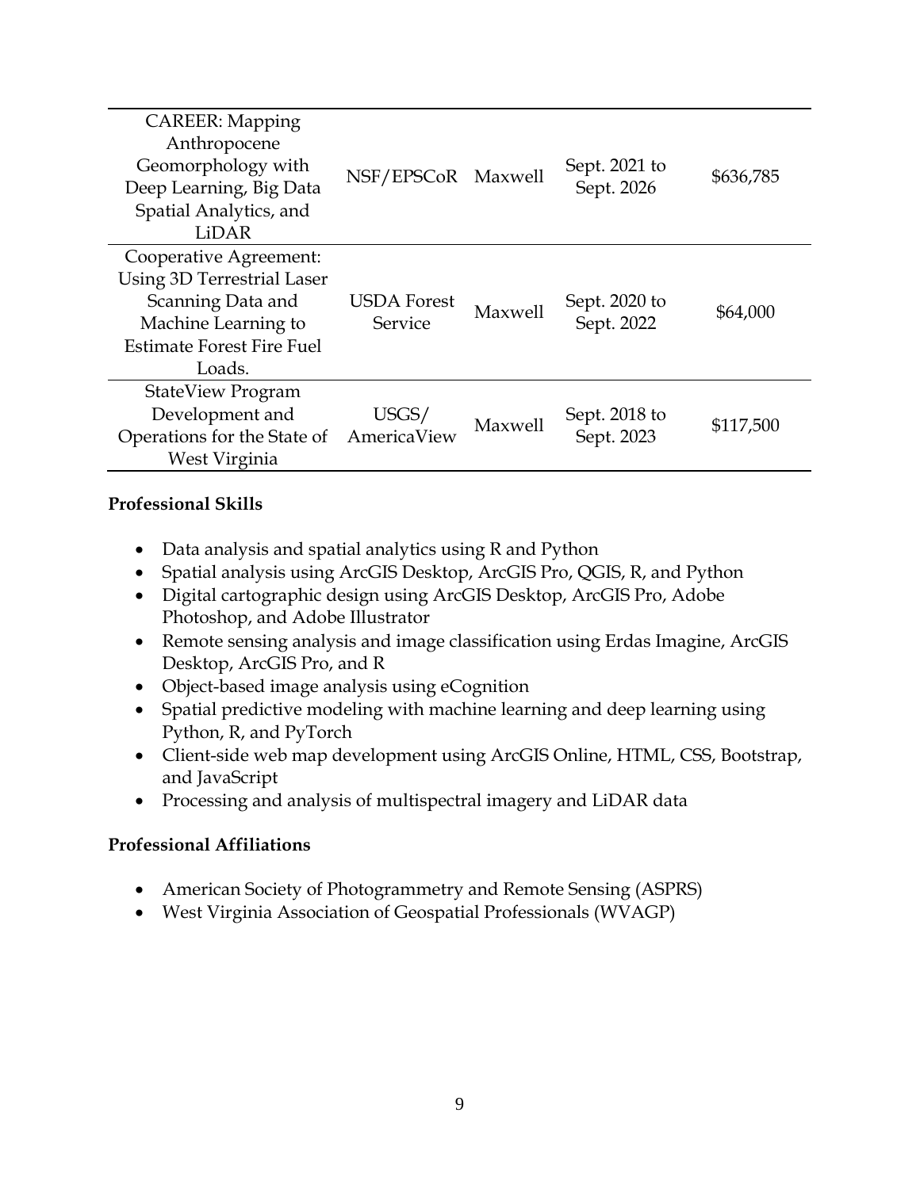| | | | | |
|---|---|---|---|---|
| CAREER: Mapping Anthropocene Geomorphology with Deep Learning, Big Data Spatial Analytics, and LiDAR | NSF/EPSCoR | Maxwell | Sept. 2021 to Sept. 2026 | $636,785 |
| Cooperative Agreement: Using 3D Terrestrial Laser Scanning Data and Machine Learning to Estimate Forest Fire Fuel Loads. | USDA Forest Service | Maxwell | Sept. 2020 to Sept. 2022 | $64,000 |
| StateView Program Development and Operations for the State of West Virginia | USGS/ AmericaView | Maxwell | Sept. 2018 to Sept. 2023 | $117,500 |

**Professional Skills**

- Data analysis and spatial analytics using R and Python
- Spatial analysis using ArcGIS Desktop, ArcGIS Pro, QGIS, R, and Python
- Digital cartographic design using ArcGIS Desktop, ArcGIS Pro, Adobe Photoshop, and Adobe Illustrator
- Remote sensing analysis and image classification using Erdas Imagine, ArcGIS Desktop, ArcGIS Pro, and R
- Object-based image analysis using eCognition
- Spatial predictive modeling with machine learning and deep learning using Python, R, and PyTorch
- Client-side web map development using ArcGIS Online, HTML, CSS, Bootstrap, and JavaScript
- Processing and analysis of multispectral imagery and LiDAR data

**Professional Affiliations**

- American Society of Photogrammetry and Remote Sensing (ASPRS)
- West Virginia Association of Geospatial Professionals (WVAGP)